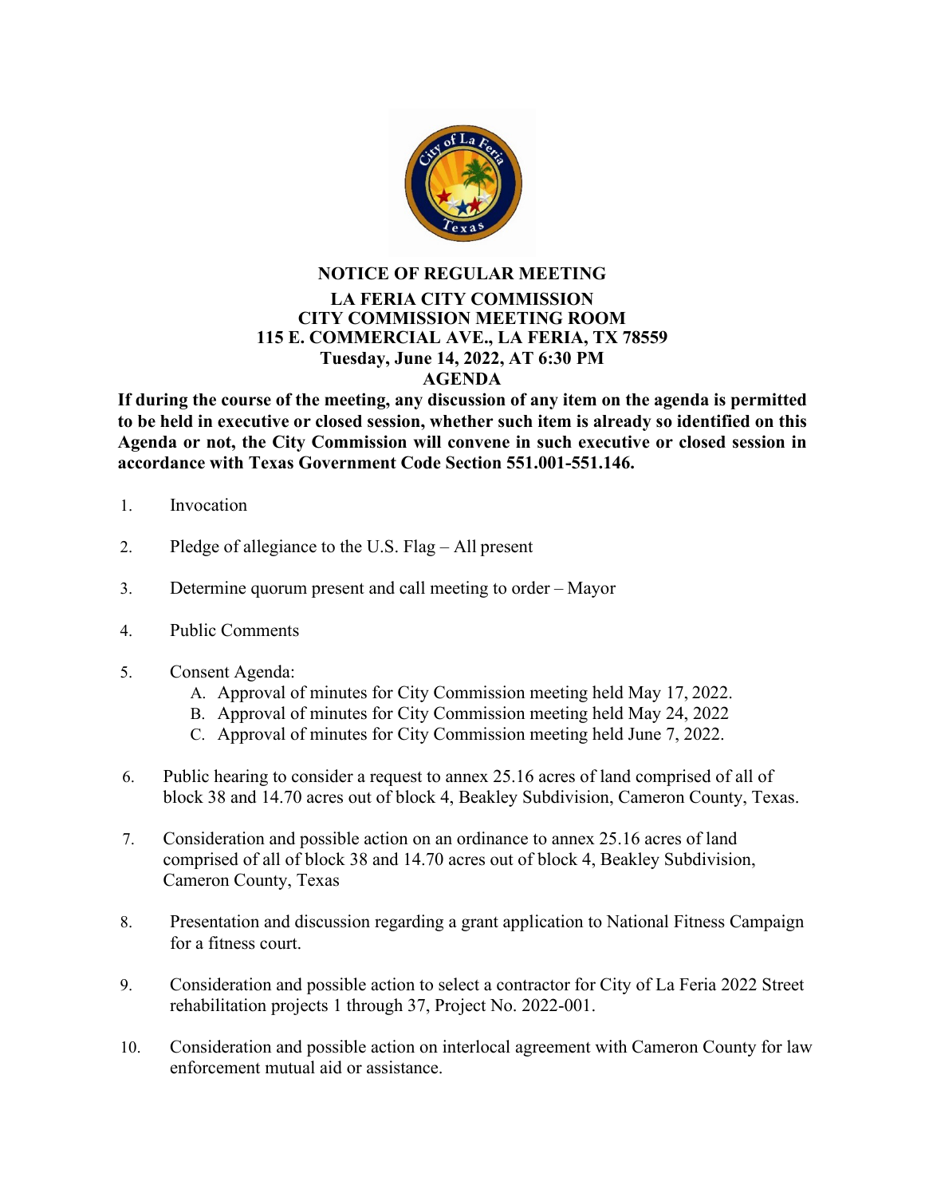# NOTICE OF REGULAR MEETING

## LA FERIA CITY COMMISSION
## CITY COMMISSION MEETING ROOM
## 115 E. COMMERCIAL AVE., LA FERIA, TX 78559
## Tuesday, June 14, 2022, AT 6:30 PM
## AGENDA

**If during the course of the meeting, any discussion of any item on the agenda is permitted to be held in executive or closed session, whether such item is already so identified on this Agenda or not, the City Commission will convene in such executive or closed session in accordance with Texas Government Code Section 551.001-551.146.**

1. Invocation

2. Pledge of allegiance to the U.S. Flag – All present

3. Determine quorum present and call meeting to order – Mayor

4. Public Comments

5. Consent Agenda:
   - A. Approval of minutes for City Commission meeting held May 17, 2022.
   - B. Approval of minutes for City Commission meeting held May 24, 2022
   - C. Approval of minutes for City Commission meeting held June 7, 2022.

6. Public hearing to consider a request to annex 25.16 acres of land comprised of all of block 38 and 14.70 acres out of block 4, Beakley Subdivision, Cameron County, Texas.

7. Consideration and possible action on an ordinance to annex 25.16 acres of land comprised of all of block 38 and 14.70 acres out of block 4, Beakley Subdivision, Cameron County, Texas

8. Presentation and discussion regarding a grant application to National Fitness Campaign for a fitness court.

9. Consideration and possible action to select a contractor for City of La Feria 2022 Street rehabilitation projects 1 through 37, Project No. 2022-001.

10. Consideration and possible action on interlocal agreement with Cameron County for law enforcement mutual aid or assistance.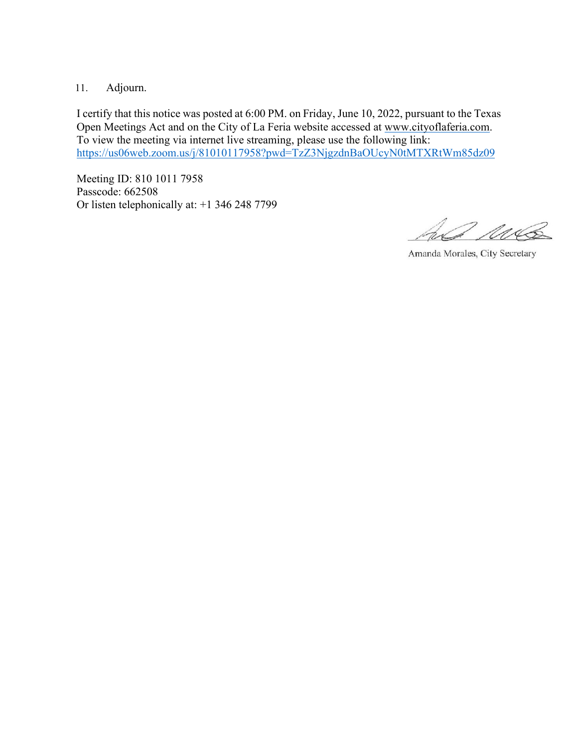11. Adjourn.

I certify that this notice was posted at 6:00 PM. on Friday, June 10, 2022, pursuant to the Texas Open Meetings Act and on the City of La Feria website accessed at www.cityoflaferia.com. To view the meeting via internet live streaming, please use the following link: https://us06web.zoom.us/j/81010117958?pwd=TzZ3NjgzdnBaOUcyN0tMTXRtWm85dz09

Meeting ID: 810 1011 7958
Passcode: 662508
Or listen telephonically at: +1 346 248 7799

Amanda Morales, City Secretary